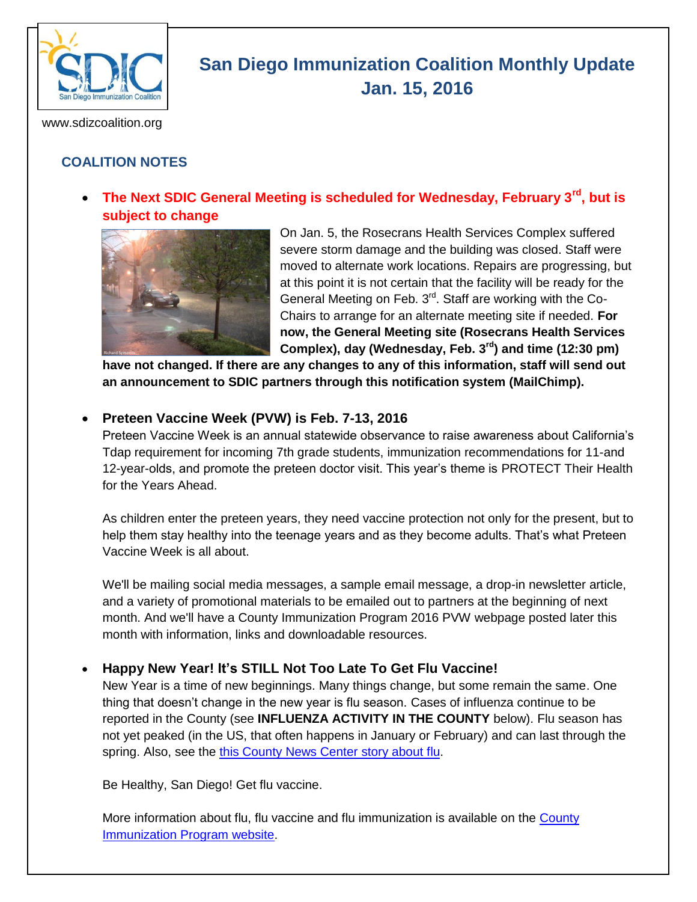# San Diego Immunization Coalition Monthly Update
## Jan. 15, 2016

www.sdizcoalition.org

### COALITION NOTES

- **The Next SDIC General Meeting is scheduled for Wednesday, February 3rd, but is subject to change**

  On Jan. 5, the Rosecrans Health Services Complex suffered severe storm damage and the building was closed. Staff were moved to alternate work locations. Repairs are progressing, but at this point it is not certain that the facility will be ready for the General Meeting on Feb. 3rd. Staff are working with the Co-Chairs to arrange for an alternate meeting site if needed. **For now, the General Meeting site (Rosecrans Health Services Complex), day (Wednesday, Feb. 3rd) and time (12:30 pm) have not changed. If there are any changes to any of this information, staff will send out an announcement to SDIC partners through this notification system (MailChimp).**

- **Preteen Vaccine Week (PVW) is Feb. 7-13, 2016**

  Preteen Vaccine Week is an annual statewide observance to raise awareness about California's Tdap requirement for incoming 7th grade students, immunization recommendations for 11-and 12-year-olds, and promote the preteen doctor visit. This year's theme is PROTECT Their Health for the Years Ahead.

  As children enter the preteen years, they need vaccine protection not only for the present, but to help them stay healthy into the teenage years and as they become adults. That's what Preteen Vaccine Week is all about.

  We'll be mailing social media messages, a sample email message, a drop-in newsletter article, and a variety of promotional materials to be emailed out to partners at the beginning of next month. And we'll have a County Immunization Program 2016 PVW webpage posted later this month with information, links and downloadable resources.

- **Happy New Year! It's STILL Not Too Late To Get Flu Vaccine!**

  New Year is a time of new beginnings. Many things change, but some remain the same. One thing that doesn't change in the new year is flu season. Cases of influenza continue to be reported in the County (see **INFLUENZA ACTIVITY IN THE COUNTY** below). Flu season has not yet peaked (in the US, that often happens in January or February) and can last through the spring. Also, see the this County News Center story about flu.

  Be Healthy, San Diego! Get flu vaccine.

  More information about flu, flu vaccine and flu immunization is available on the County Immunization Program website.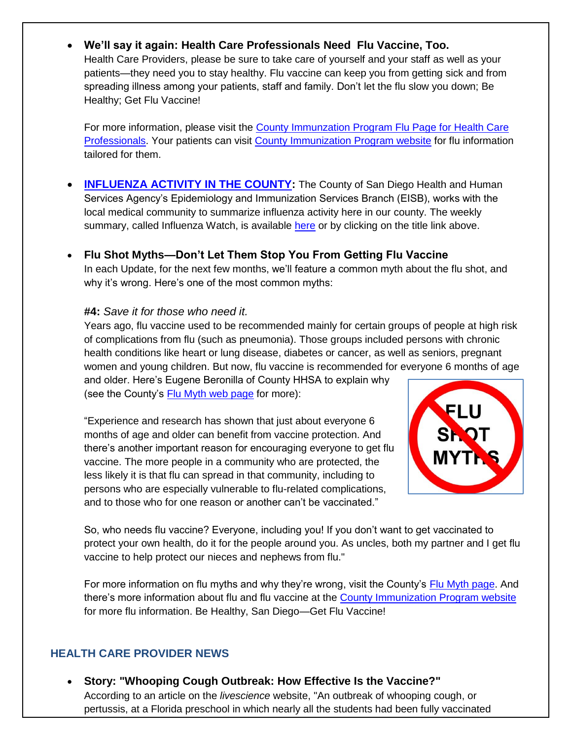- **We'll say it again: Health Care Professionals Need Flu Vaccine, Too.**
  Health Care Providers, please be sure to take care of yourself and your staff as well as your patients—they need you to stay healthy. Flu vaccine can keep you from getting sick and from spreading illness among your patients, staff and family. Don't let the flu slow you down; Be Healthy; Get Flu Vaccine!

  For more information, please visit the County Immunzation Program Flu Page for Health Care Professionals. Your patients can visit County Immunization Program website for flu information tailored for them.

- **INFLUENZA ACTIVITY IN THE COUNTY:** The County of San Diego Health and Human Services Agency's Epidemiology and Immunization Services Branch (EISB), works with the local medical community to summarize influenza activity here in our county. The weekly summary, called Influenza Watch, is available here or by clicking on the title link above.

- **Flu Shot Myths—Don't Let Them Stop You From Getting Flu Vaccine**
  In each Update, for the next few months, we'll feature a common myth about the flu shot, and why it's wrong. Here's one of the most common myths:

  **#4:** *Save it for those who need it.*
  Years ago, flu vaccine used to be recommended mainly for certain groups of people at high risk of complications from flu (such as pneumonia). Those groups included persons with chronic health conditions like heart or lung disease, diabetes or cancer, as well as seniors, pregnant women and young children. But now, flu vaccine is recommended for everyone 6 months of age and older. Here's Eugene Beronilla of County HHSA to explain why (see the County's Flu Myth web page for more):

  "Experience and research has shown that just about everyone 6 months of age and older can benefit from vaccine protection. And there's another important reason for encouraging everyone to get flu vaccine. The more people in a community who are protected, the less likely it is that flu can spread in that community, including to persons who are especially vulnerable to flu-related complications, and to those who for one reason or another can't be vaccinated."

  So, who needs flu vaccine? Everyone, including you! If you don't want to get vaccinated to protect your own health, do it for the people around you. As uncles, both my partner and I get flu vaccine to help protect our nieces and nephews from flu."

  For more information on flu myths and why they're wrong, visit the County's Flu Myth page. And there's more information about flu and flu vaccine at the County Immunization Program website for more flu information. Be Healthy, San Diego—Get Flu Vaccine!

## HEALTH CARE PROVIDER NEWS

- **Story: "Whooping Cough Outbreak: How Effective Is the Vaccine?"**
  According to an article on the *livescience* website, "An outbreak of whooping cough, or pertussis, at a Florida preschool in which nearly all the students had been fully vaccinated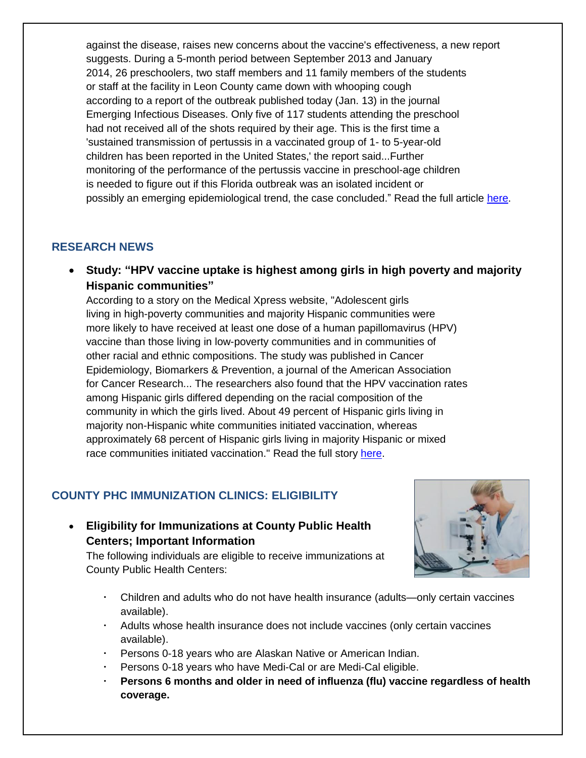against the disease, raises new concerns about the vaccine's effectiveness, a new report suggests. During a 5-month period between September 2013 and January 2014, 26 preschoolers, two staff members and 11 family members of the students or staff at the facility in Leon County came down with whooping cough according to a report of the outbreak published today (Jan. 13) in the journal Emerging Infectious Diseases. Only five of 117 students attending the preschool had not received all of the shots required by their age. This is the first time a 'sustained transmission of pertussis in a vaccinated group of 1- to 5-year-old children has been reported in the United States,' the report said...Further monitoring of the performance of the pertussis vaccine in preschool-age children is needed to figure out if this Florida outbreak was an isolated incident or possibly an emerging epidemiological trend, the case concluded." Read the full article [here](here).

## RESEARCH NEWS

- **Study: "HPV vaccine uptake is highest among girls in high poverty and majority Hispanic communities"**
  According to a story on the Medical Xpress website, "Adolescent girls living in high-poverty communities and majority Hispanic communities were more likely to have received at least one dose of a human papillomavirus (HPV) vaccine than those living in low-poverty communities and in communities of other racial and ethnic compositions. The study was published in Cancer Epidemiology, Biomarkers & Prevention, a journal of the American Association for Cancer Research... The researchers also found that the HPV vaccination rates among Hispanic girls differed depending on the racial composition of the community in which the girls lived. About 49 percent of Hispanic girls living in majority non-Hispanic white communities initiated vaccination, whereas approximately 68 percent of Hispanic girls living in majority Hispanic or mixed race communities initiated vaccination." Read the full story [here](here).

## COUNTY PHC IMMUNIZATION CLINICS: ELIGIBILITY

- **Eligibility for Immunizations at County Public Health Centers; Important Information**
  The following individuals are eligible to receive immunizations at County Public Health Centers:
  - Children and adults who do not have health insurance (adults—only certain vaccines available).
  - Adults whose health insurance does not include vaccines (only certain vaccines available).
  - Persons 0-18 years who are Alaskan Native or American Indian.
  - Persons 0-18 years who have Medi-Cal or are Medi-Cal eligible.
  - **Persons 6 months and older in need of influenza (flu) vaccine regardless of health coverage.**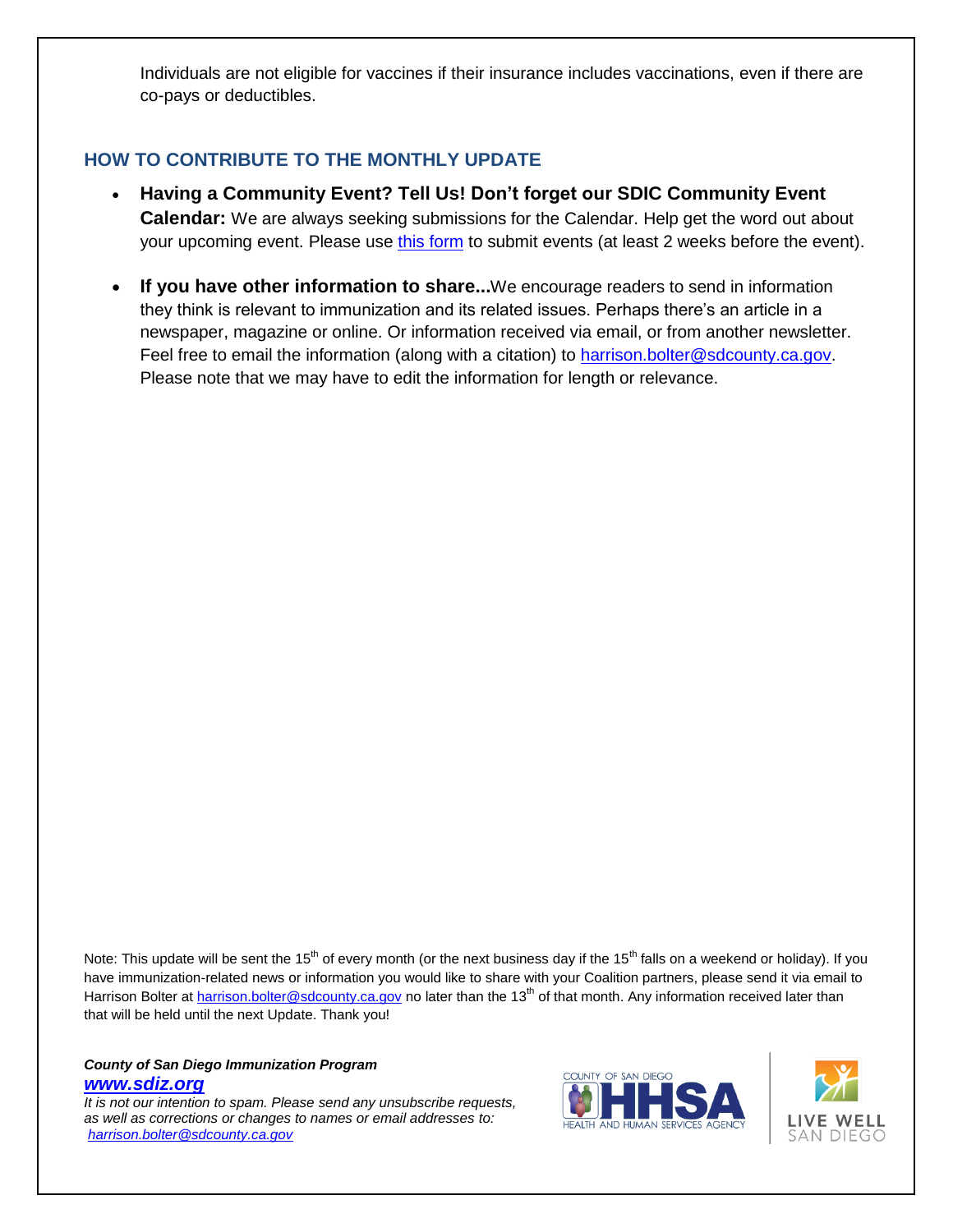Individuals are not eligible for vaccines if their insurance includes vaccinations, even if there are co-pays or deductibles.

## HOW TO CONTRIBUTE TO THE MONTHLY UPDATE

- **Having a Community Event? Tell Us! Don't forget our SDIC Community Event Calendar:** We are always seeking submissions for the Calendar. Help get the word out about your upcoming event. Please use this form to submit events (at least 2 weeks before the event).

- **If you have other information to share...**We encourage readers to send in information they think is relevant to immunization and its related issues. Perhaps there's an article in a newspaper, magazine or online. Or information received via email, or from another newsletter. Feel free to email the information (along with a citation) to harrison.bolter@sdcounty.ca.gov. Please note that we may have to edit the information for length or relevance.

Note: This update will be sent the 15th of every month (or the next business day if the 15th falls on a weekend or holiday). If you have immunization-related news or information you would like to share with your Coalition partners, please send it via email to Harrison Bolter at harrison.bolter@sdcounty.ca.gov no later than the 13th of that month. Any information received later than that will be held until the next Update. Thank you!

***County of San Diego Immunization Program***
***www.sdiz.org***
*It is not our intention to spam. Please send any unsubscribe requests, as well as corrections or changes to names or email addresses to: harrison.bolter@sdcounty.ca.gov*

COUNTY OF SAN DIEGO HHSA HEALTH AND HUMAN SERVICES AGENCY

LIVE WELL SAN DIEGO